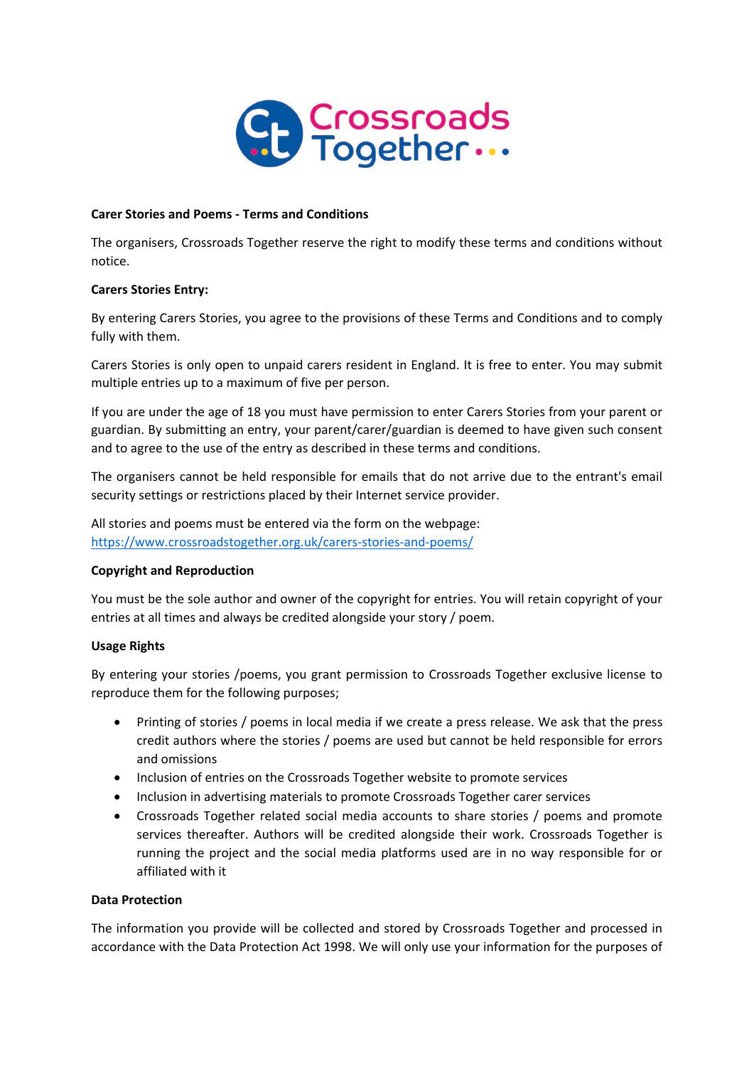Crossroads Together

**Carer Stories and Poems - Terms and Conditions**

The organisers, Crossroads Together reserve the right to modify these terms and conditions without notice.

**Carers Stories Entry:**

By entering Carers Stories, you agree to the provisions of these Terms and Conditions and to comply fully with them.

Carers Stories is only open to unpaid carers resident in England. It is free to enter. You may submit multiple entries up to a maximum of five per person.

If you are under the age of 18 you must have permission to enter Carers Stories from your parent or guardian. By submitting an entry, your parent/carer/guardian is deemed to have given such consent and to agree to the use of the entry as described in these terms and conditions.

The organisers cannot be held responsible for emails that do not arrive due to the entrant's email security settings or restrictions placed by their Internet service provider.

All stories and poems must be entered via the form on the webpage: [https://www.crossroadstogether.org.uk/carers-stories-and-poems/](https://www.crossroadstogether.org.uk/carers-stories-and-poems/)

**Copyright and Reproduction**

You must be the sole author and owner of the copyright for entries. You will retain copyright of your entries at all times and always be credited alongside your story / poem.

**Usage Rights**

By entering your stories /poems, you grant permission to Crossroads Together exclusive license to reproduce them for the following purposes;

- Printing of stories / poems in local media if we create a press release. We ask that the press credit authors where the stories / poems are used but cannot be held responsible for errors and omissions
- Inclusion of entries on the Crossroads Together website to promote services
- Inclusion in advertising materials to promote Crossroads Together carer services
- Crossroads Together related social media accounts to share stories / poems and promote services thereafter. Authors will be credited alongside their work. Crossroads Together is running the project and the social media platforms used are in no way responsible for or affiliated with it

**Data Protection**

The information you provide will be collected and stored by Crossroads Together and processed in accordance with the Data Protection Act 1998. We will only use your information for the purposes of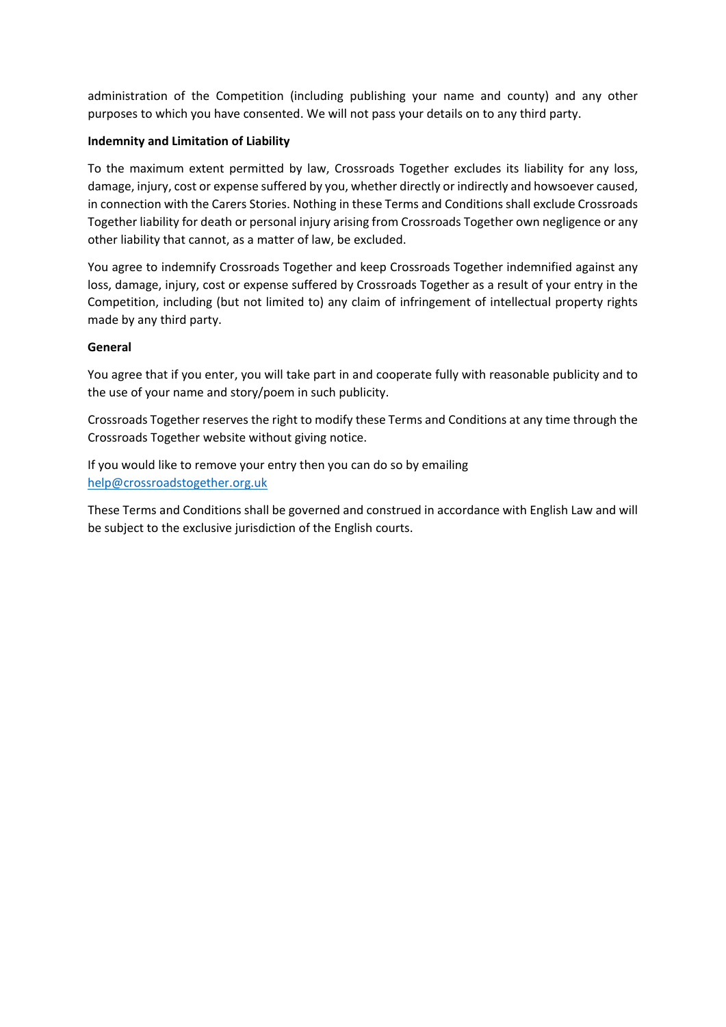administration of the Competition (including publishing your name and county) and any other purposes to which you have consented. We will not pass your details on to any third party.

**Indemnity and Limitation of Liability**

To the maximum extent permitted by law, Crossroads Together excludes its liability for any loss, damage, injury, cost or expense suffered by you, whether directly or indirectly and howsoever caused, in connection with the Carers Stories. Nothing in these Terms and Conditions shall exclude Crossroads Together liability for death or personal injury arising from Crossroads Together own negligence or any other liability that cannot, as a matter of law, be excluded.

You agree to indemnify Crossroads Together and keep Crossroads Together indemnified against any loss, damage, injury, cost or expense suffered by Crossroads Together as a result of your entry in the Competition, including (but not limited to) any claim of infringement of intellectual property rights made by any third party.

**General**

You agree that if you enter, you will take part in and cooperate fully with reasonable publicity and to the use of your name and story/poem in such publicity.

Crossroads Together reserves the right to modify these Terms and Conditions at any time through the Crossroads Together website without giving notice.

If you would like to remove your entry then you can do so by emailing help@crossroadstogether.org.uk

These Terms and Conditions shall be governed and construed in accordance with English Law and will be subject to the exclusive jurisdiction of the English courts.